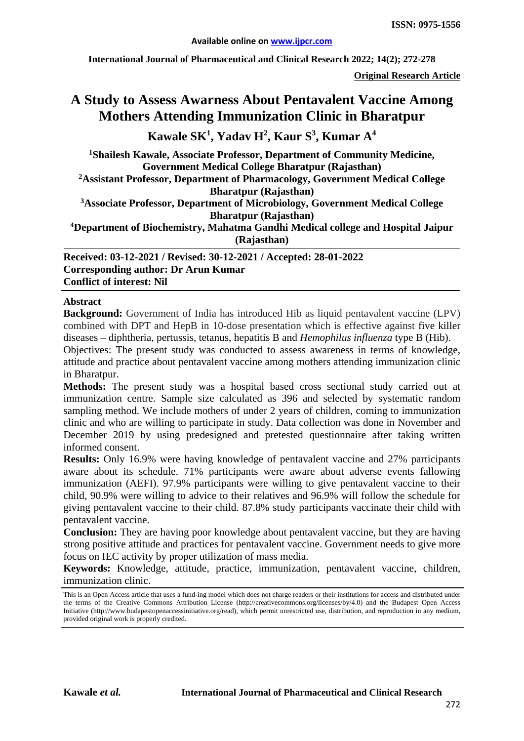**Original Research Article**

# A Study to Assess Awarness About Pentavalent Vaccine Among Mothers Attending Immunization Clinic in Bharatpur

**Kawale SK[1], Yadav H[2], Kaur S[3], Kumar A[4]**

[1]Shailesh Kawale, Associate Professor, Department of Community Medicine, Government Medical College Bharatpur (Rajasthan)

[2]Assistant Professor, Department of Pharmacology, Government Medical College Bharatpur (Rajasthan)

[3]Associate Professor, Department of Microbiology, Government Medical College Bharatpur (Rajasthan)

[4]Department of Biochemistry, Mahatma Gandhi Medical college and Hospital Jaipur (Rajasthan)

**Received: 03-12-2021 / Revised: 30-12-2021 / Accepted: 28-01-2022**
**Corresponding author: Dr Arun Kumar**
**Conflict of interest: Nil**

## Abstract

**Background:** Government of India has introduced Hib as liquid pentavalent vaccine (LPV) combined with DPT and HepB in 10-dose presentation which is effective against five killer diseases – diphtheria, pertussis, tetanus, hepatitis B and *Hemophilus influenza* type B (Hib).

Objectives: The present study was conducted to assess awareness in terms of knowledge, attitude and practice about pentavalent vaccine among mothers attending immunization clinic in Bharatpur.

**Methods:** The present study was a hospital based cross sectional study carried out at immunization centre. Sample size calculated as 396 and selected by systematic random sampling method. We include mothers of under 2 years of children, coming to immunization clinic and who are willing to participate in study. Data collection was done in November and December 2019 by using predesigned and pretested questionnaire after taking written informed consent.

**Results:** Only 16.9% were having knowledge of pentavalent vaccine and 27% participants aware about its schedule. 71% participants were aware about adverse events fallowing immunization (AEFI). 97.9% participants were willing to give pentavalent vaccine to their child, 90.9% were willing to advice to their relatives and 96.9% will follow the schedule for giving pentavalent vaccine to their child. 87.8% study participants vaccinate their child with pentavalent vaccine.

**Conclusion:** They are having poor knowledge about pentavalent vaccine, but they are having strong positive attitude and practices for pentavalent vaccine. Government needs to give more focus on IEC activity by proper utilization of mass media.

**Keywords:** Knowledge, attitude, practice, immunization, pentavalent vaccine, children, immunization clinic.

This is an Open Access article that uses a fund-ing model which does not charge readers or their institutions for access and distributed under the terms of the Creative Commons Attribution License (http://creativecommons.org/licenses/by/4.0) and the Budapest Open Access Initiative (http://www.budapestopenaccessinitiative.org/read), which permit unrestricted use, distribution, and reproduction in any medium, provided original work is properly credited.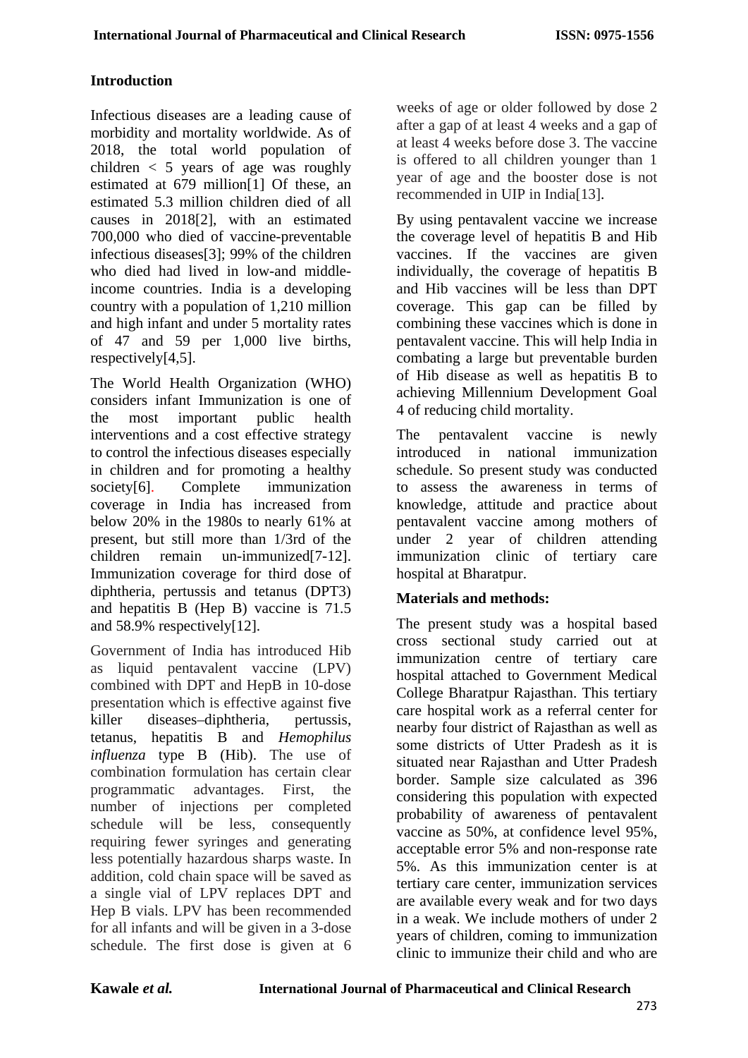## Introduction

Infectious diseases are a leading cause of morbidity and mortality worldwide. As of 2018, the total world population of children < 5 years of age was roughly estimated at 679 million[1] Of these, an estimated 5.3 million children died of all causes in 2018[2], with an estimated 700,000 who died of vaccine-preventable infectious diseases[3]; 99% of the children who died had lived in low-and middle-income countries. India is a developing country with a population of 1,210 million and high infant and under 5 mortality rates of 47 and 59 per 1,000 live births, respectively[4,5].

The World Health Organization (WHO) considers infant Immunization is one of the most important public health interventions and a cost effective strategy to control the infectious diseases especially in children and for promoting a healthy society[6]. Complete immunization coverage in India has increased from below 20% in the 1980s to nearly 61% at present, but still more than 1/3rd of the children remain un-immunized[7-12]. Immunization coverage for third dose of diphtheria, pertussis and tetanus (DPT3) and hepatitis B (Hep B) vaccine is 71.5 and 58.9% respectively[12].

Government of India has introduced Hib as liquid pentavalent vaccine (LPV) combined with DPT and HepB in 10-dose presentation which is effective against five killer diseases–diphtheria, pertussis, tetanus, hepatitis B and *Hemophilus influenza* type B (Hib). The use of combination formulation has certain clear programmatic advantages. First, the number of injections per completed schedule will be less, consequently requiring fewer syringes and generating less potentially hazardous sharps waste. In addition, cold chain space will be saved as a single vial of LPV replaces DPT and Hep B vials. LPV has been recommended for all infants and will be given in a 3-dose schedule. The first dose is given at 6 weeks of age or older followed by dose 2 after a gap of at least 4 weeks and a gap of at least 4 weeks before dose 3. The vaccine is offered to all children younger than 1 year of age and the booster dose is not recommended in UIP in India[13].

By using pentavalent vaccine we increase the coverage level of hepatitis B and Hib vaccines. If the vaccines are given individually, the coverage of hepatitis B and Hib vaccines will be less than DPT coverage. This gap can be filled by combining these vaccines which is done in pentavalent vaccine. This will help India in combating a large but preventable burden of Hib disease as well as hepatitis B to achieving Millennium Development Goal 4 of reducing child mortality.

The pentavalent vaccine is newly introduced in national immunization schedule. So present study was conducted to assess the awareness in terms of knowledge, attitude and practice about pentavalent vaccine among mothers of under 2 year of children attending immunization clinic of tertiary care hospital at Bharatpur.

## Materials and methods:

The present study was a hospital based cross sectional study carried out at immunization centre of tertiary care hospital attached to Government Medical College Bharatpur Rajasthan. This tertiary care hospital work as a referral center for nearby four district of Rajasthan as well as some districts of Utter Pradesh as it is situated near Rajasthan and Utter Pradesh border. Sample size calculated as 396 considering this population with expected probability of awareness of pentavalent vaccine as 50%, at confidence level 95%, acceptable error 5% and non-response rate 5%. As this immunization center is at tertiary care center, immunization services are available every weak and for two days in a weak. We include mothers of under 2 years of children, coming to immunization clinic to immunize their child and who are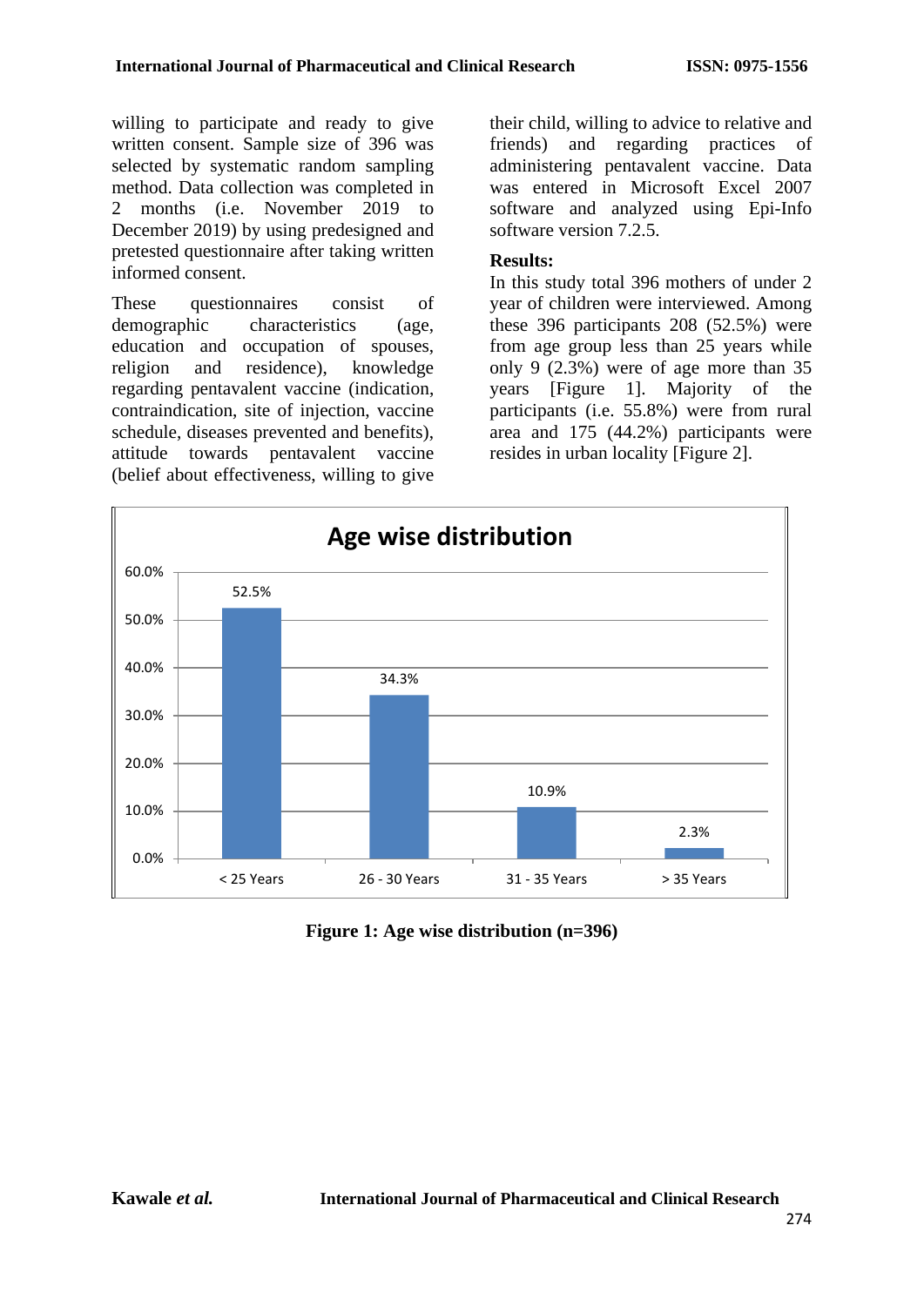willing to participate and ready to give written consent. Sample size of 396 was selected by systematic random sampling method. Data collection was completed in 2 months (i.e. November 2019 to December 2019) by using predesigned and pretested questionnaire after taking written informed consent.

These questionnaires consist of demographic characteristics (age, education and occupation of spouses, religion and residence), knowledge regarding pentavalent vaccine (indication, contraindication, site of injection, vaccine schedule, diseases prevented and benefits), attitude towards pentavalent vaccine (belief about effectiveness, willing to give their child, willing to advice to relative and friends) and regarding practices of administering pentavalent vaccine. Data was entered in Microsoft Excel 2007 software and analyzed using Epi-Info software version 7.2.5.

**Results:**

In this study total 396 mothers of under 2 year of children were interviewed. Among these 396 participants 208 (52.5%) were from age group less than 25 years while only 9 (2.3%) were of age more than 35 years [Figure 1]. Majority of the participants (i.e. 55.8%) were from rural area and 175 (44.2%) participants were resides in urban locality [Figure 2].

**Age wise distribution**

| Age group | Percentage |
|---|---|
| < 25 Years | 52.5% |
| 26 - 30 Years | 34.3% |
| 31 - 35 Years | 10.9% |
| > 35 Years | 2.3% |

**Figure 1: Age wise distribution (n=396)**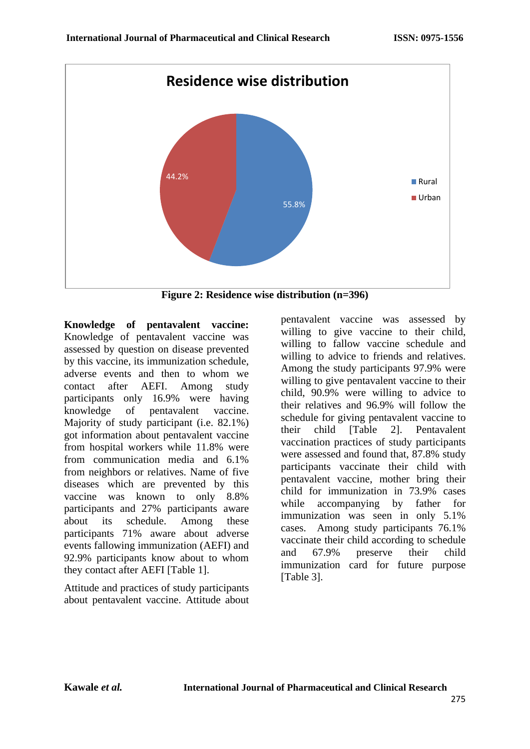Figure 2: Residence wise distribution (n=396)

**Knowledge of pentavalent vaccine:** Knowledge of pentavalent vaccine was assessed by question on disease prevented by this vaccine, its immunization schedule, adverse events and then to whom we contact after AEFI. Among study participants only 16.9% were having knowledge of pentavalent vaccine. Majority of study participant (i.e. 82.1%) got information about pentavalent vaccine from hospital workers while 11.8% were from communication media and 6.1% from neighbors or relatives. Name of five diseases which are prevented by this vaccine was known to only 8.8% participants and 27% participants aware about its schedule. Among these participants 71% aware about adverse events fallowing immunization (AEFI) and 92.9% participants know about to whom they contact after AEFI [Table 1].

Attitude and practices of study participants about pentavalent vaccine. Attitude about pentavalent vaccine was assessed by willing to give vaccine to their child, willing to fallow vaccine schedule and willing to advice to friends and relatives. Among the study participants 97.9% were willing to give pentavalent vaccine to their child, 90.9% were willing to advice to their relatives and 96.9% will follow the schedule for giving pentavalent vaccine to their child [Table 2]. Pentavalent vaccination practices of study participants were assessed and found that, 87.8% study participants vaccinate their child with pentavalent vaccine, mother bring their child for immunization in 73.9% cases while accompanying by father for immunization was seen in only 5.1% cases. Among study participants 76.1% vaccinate their child according to schedule and 67.9% preserve their child immunization card for future purpose [Table 3].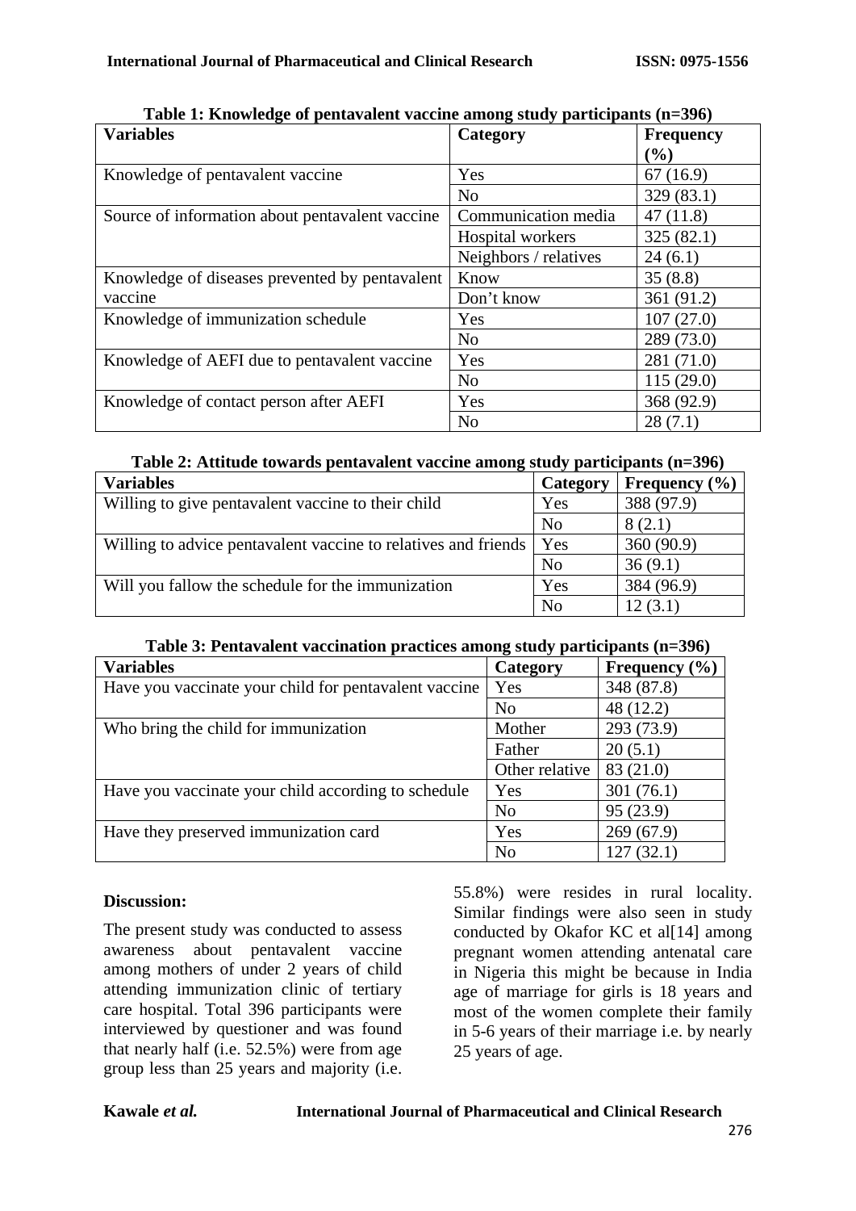**Table 1: Knowledge of pentavalent vaccine among study participants (n=396)**

| Variables | Category | Frequency (%) |
|---|---|---|
| Knowledge of pentavalent vaccine | Yes | 67 (16.9) |
| | No | 329 (83.1) |
| Source of information about pentavalent vaccine | Communication media | 47 (11.8) |
| | Hospital workers | 325 (82.1) |
| | Neighbors / relatives | 24 (6.1) |
| Knowledge of diseases prevented by pentavalent vaccine | Know | 35 (8.8) |
| | Don't know | 361 (91.2) |
| Knowledge of immunization schedule | Yes | 107 (27.0) |
| | No | 289 (73.0) |
| Knowledge of AEFI due to pentavalent vaccine | Yes | 281 (71.0) |
| | No | 115 (29.0) |
| Knowledge of contact person after AEFI | Yes | 368 (92.9) |
| | No | 28 (7.1) |

**Table 2: Attitude towards pentavalent vaccine among study participants (n=396)**

| Variables | Category | Frequency (%) |
|---|---|---|
| Willing to give pentavalent vaccine to their child | Yes | 388 (97.9) |
| | No | 8 (2.1) |
| Willing to advice pentavalent vaccine to relatives and friends | Yes | 360 (90.9) |
| | No | 36 (9.1) |
| Will you fallow the schedule for the immunization | Yes | 384 (96.9) |
| | No | 12 (3.1) |

**Table 3: Pentavalent vaccination practices among study participants (n=396)**

| Variables | Category | Frequency (%) |
|---|---|---|
| Have you vaccinate your child for pentavalent vaccine | Yes | 348 (87.8) |
| | No | 48 (12.2) |
| Who bring the child for immunization | Mother | 293 (73.9) |
| | Father | 20 (5.1) |
| | Other relative | 83 (21.0) |
| Have you vaccinate your child according to schedule | Yes | 301 (76.1) |
| | No | 95 (23.9) |
| Have they preserved immunization card | Yes | 269 (67.9) |
| | No | 127 (32.1) |

**Discussion:**

The present study was conducted to assess awareness about pentavalent vaccine among mothers of under 2 years of child attending immunization clinic of tertiary care hospital. Total 396 participants were interviewed by questioner and was found that nearly half (i.e. 52.5%) were from age group less than 25 years and majority (i.e. 55.8%) were resides in rural locality. Similar findings were also seen in study conducted by Okafor KC et al[14] among pregnant women attending antenatal care in Nigeria this might be because in India age of marriage for girls is 18 years and most of the women complete their family in 5-6 years of their marriage i.e. by nearly 25 years of age.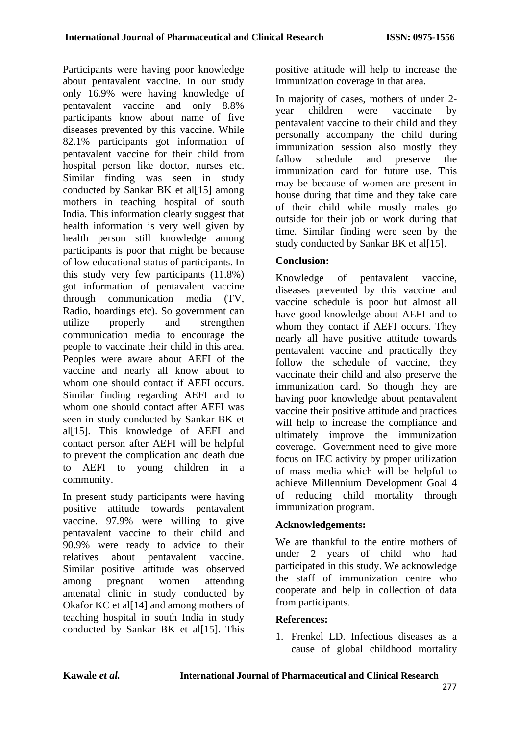Participants were having poor knowledge about pentavalent vaccine. In our study only 16.9% were having knowledge of pentavalent vaccine and only 8.8% participants know about name of five diseases prevented by this vaccine. While 82.1% participants got information of pentavalent vaccine for their child from hospital person like doctor, nurses etc. Similar finding was seen in study conducted by Sankar BK et al[15] among mothers in teaching hospital of south India. This information clearly suggest that health information is very well given by health person still knowledge among participants is poor that might be because of low educational status of participants. In this study very few participants (11.8%) got information of pentavalent vaccine through communication media (TV, Radio, hoardings etc). So government can utilize properly and strengthen communication media to encourage the people to vaccinate their child in this area. Peoples were aware about AEFI of the vaccine and nearly all know about to whom one should contact if AEFI occurs. Similar finding regarding AEFI and to whom one should contact after AEFI was seen in study conducted by Sankar BK et al[15]. This knowledge of AEFI and contact person after AEFI will be helpful to prevent the complication and death due to AEFI to young children in a community.

In present study participants were having positive attitude towards pentavalent vaccine. 97.9% were willing to give pentavalent vaccine to their child and 90.9% were ready to advice to their relatives about pentavalent vaccine. Similar positive attitude was observed among pregnant women attending antenatal clinic in study conducted by Okafor KC et al[14] and among mothers of teaching hospital in south India in study conducted by Sankar BK et al[15]. This positive attitude will help to increase the immunization coverage in that area.

In majority of cases, mothers of under 2-year children were vaccinate by pentavalent vaccine to their child and they personally accompany the child during immunization session also mostly they fallow schedule and preserve the immunization card for future use. This may be because of women are present in house during that time and they take care of their child while mostly males go outside for their job or work during that time. Similar finding were seen by the study conducted by Sankar BK et al[15].

## Conclusion:

Knowledge of pentavalent vaccine, diseases prevented by this vaccine and vaccine schedule is poor but almost all have good knowledge about AEFI and to whom they contact if AEFI occurs. They nearly all have positive attitude towards pentavalent vaccine and practically they follow the schedule of vaccine, they vaccinate their child and also preserve the immunization card. So though they are having poor knowledge about pentavalent vaccine their positive attitude and practices will help to increase the compliance and ultimately improve the immunization coverage. Government need to give more focus on IEC activity by proper utilization of mass media which will be helpful to achieve Millennium Development Goal 4 of reducing child mortality through immunization program.

## Acknowledgements:

We are thankful to the entire mothers of under 2 years of child who had participated in this study. We acknowledge the staff of immunization centre who cooperate and help in collection of data from participants.

## References:

1. Frenkel LD. Infectious diseases as a cause of global childhood mortality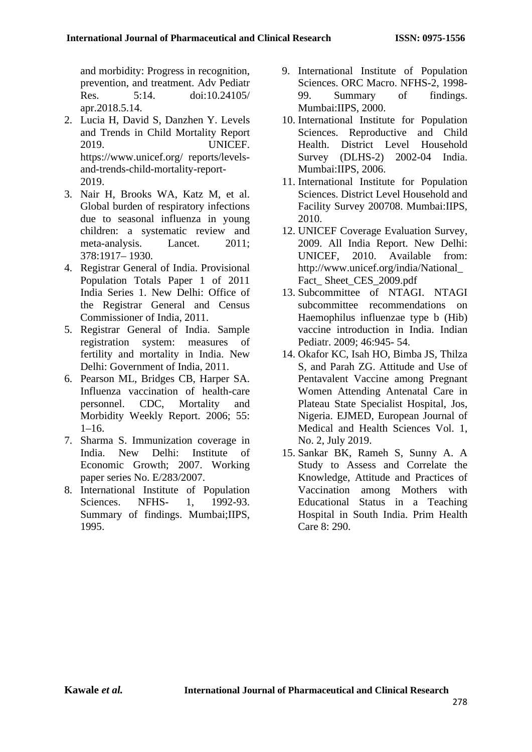and morbidity: Progress in recognition, prevention, and treatment. Adv Pediatr Res. 5:14. doi:10.24105/ apr.2018.5.14.

2. Lucia H, David S, Danzhen Y. Levels and Trends in Child Mortality Report 2019. UNICEF. https://www.unicef.org/ reports/levels-and-trends-child-mortality-report-2019.
3. Nair H, Brooks WA, Katz M, et al. Global burden of respiratory infections due to seasonal influenza in young children: a systematic review and meta-analysis. Lancet. 2011; 378:1917– 1930.
4. Registrar General of India. Provisional Population Totals Paper 1 of 2011 India Series 1. New Delhi: Office of the Registrar General and Census Commissioner of India, 2011.
5. Registrar General of India. Sample registration system: measures of fertility and mortality in India. New Delhi: Government of India, 2011.
6. Pearson ML, Bridges CB, Harper SA. Influenza vaccination of health-care personnel. CDC, Mortality and Morbidity Weekly Report. 2006; 55: 1–16.
7. Sharma S. Immunization coverage in India. New Delhi: Institute of Economic Growth; 2007. Working paper series No. E/283/2007.
8. International Institute of Population Sciences. NFHS- 1, 1992-93. Summary of findings. Mumbai;IIPS, 1995.
9. International Institute of Population Sciences. ORC Macro. NFHS-2, 1998-99. Summary of findings. Mumbai:IIPS, 2000.
10. International Institute for Population Sciences. Reproductive and Child Health. District Level Household Survey (DLHS-2) 2002-04 India. Mumbai:IIPS, 2006.
11. International Institute for Population Sciences. District Level Household and Facility Survey 200708. Mumbai:IIPS, 2010.
12. UNICEF Coverage Evaluation Survey, 2009. All India Report. New Delhi: UNICEF, 2010. Available from: http://www.unicef.org/india/National_ Fact_ Sheet_CES_2009.pdf
13. Subcommittee of NTAGI. NTAGI subcommittee recommendations on Haemophilus influenzae type b (Hib) vaccine introduction in India. Indian Pediatr. 2009; 46:945- 54.
14. Okafor KC, Isah HO, Bimba JS, Thilza S, and Parah ZG. Attitude and Use of Pentavalent Vaccine among Pregnant Women Attending Antenatal Care in Plateau State Specialist Hospital, Jos, Nigeria. EJMED, European Journal of Medical and Health Sciences Vol. 1, No. 2, July 2019.
15. Sankar BK, Rameh S, Sunny A. A Study to Assess and Correlate the Knowledge, Attitude and Practices of Vaccination among Mothers with Educational Status in a Teaching Hospital in South India. Prim Health Care 8: 290.